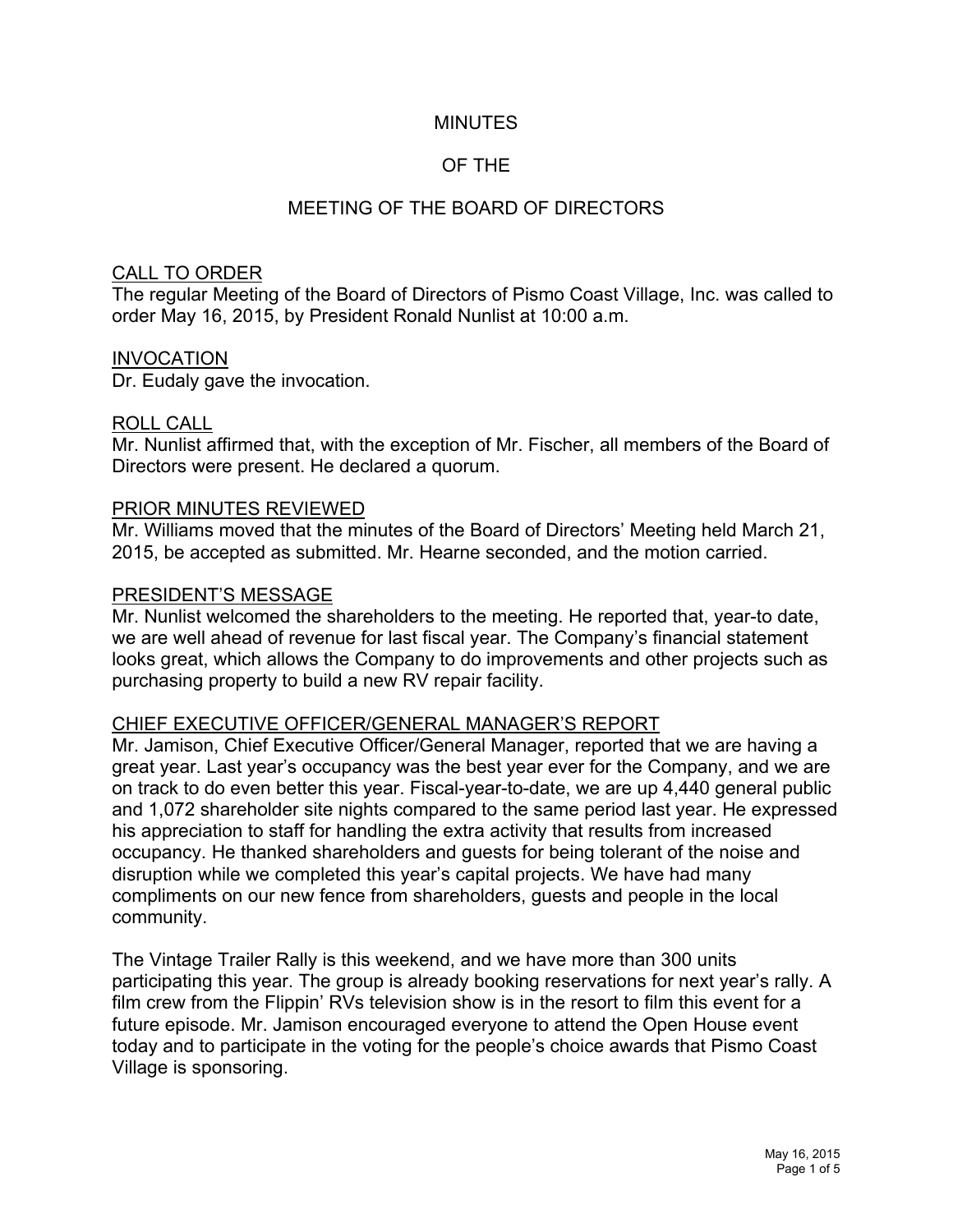# MINUTES

# OF THE

# MEETING OF THE BOARD OF DIRECTORS

## CALL TO ORDER

The regular Meeting of the Board of Directors of Pismo Coast Village, Inc. was called to order May 16, 2015, by President Ronald Nunlist at 10:00 a.m.

## INVOCATION

Dr. Eudaly gave the invocation.

## ROLL CALL

Mr. Nunlist affirmed that, with the exception of Mr. Fischer, all members of the Board of Directors were present. He declared a quorum.

## PRIOR MINUTES REVIEWED

Mr. Williams moved that the minutes of the Board of Directors' Meeting held March 21, 2015, be accepted as submitted. Mr. Hearne seconded, and the motion carried.

## PRESIDENT'S MESSAGE

Mr. Nunlist welcomed the shareholders to the meeting. He reported that, year-to date, we are well ahead of revenue for last fiscal year. The Company's financial statement looks great, which allows the Company to do improvements and other projects such as purchasing property to build a new RV repair facility.

## CHIEF EXECUTIVE OFFICER/GENERAL MANAGER'S REPORT

Mr. Jamison, Chief Executive Officer/General Manager, reported that we are having a great year. Last year's occupancy was the best year ever for the Company, and we are on track to do even better this year. Fiscal-year-to-date, we are up 4,440 general public and 1,072 shareholder site nights compared to the same period last year. He expressed his appreciation to staff for handling the extra activity that results from increased occupancy. He thanked shareholders and guests for being tolerant of the noise and disruption while we completed this year's capital projects. We have had many compliments on our new fence from shareholders, guests and people in the local community.

The Vintage Trailer Rally is this weekend, and we have more than 300 units participating this year. The group is already booking reservations for next year's rally. A film crew from the Flippin' RVs television show is in the resort to film this event for a future episode. Mr. Jamison encouraged everyone to attend the Open House event today and to participate in the voting for the people's choice awards that Pismo Coast Village is sponsoring.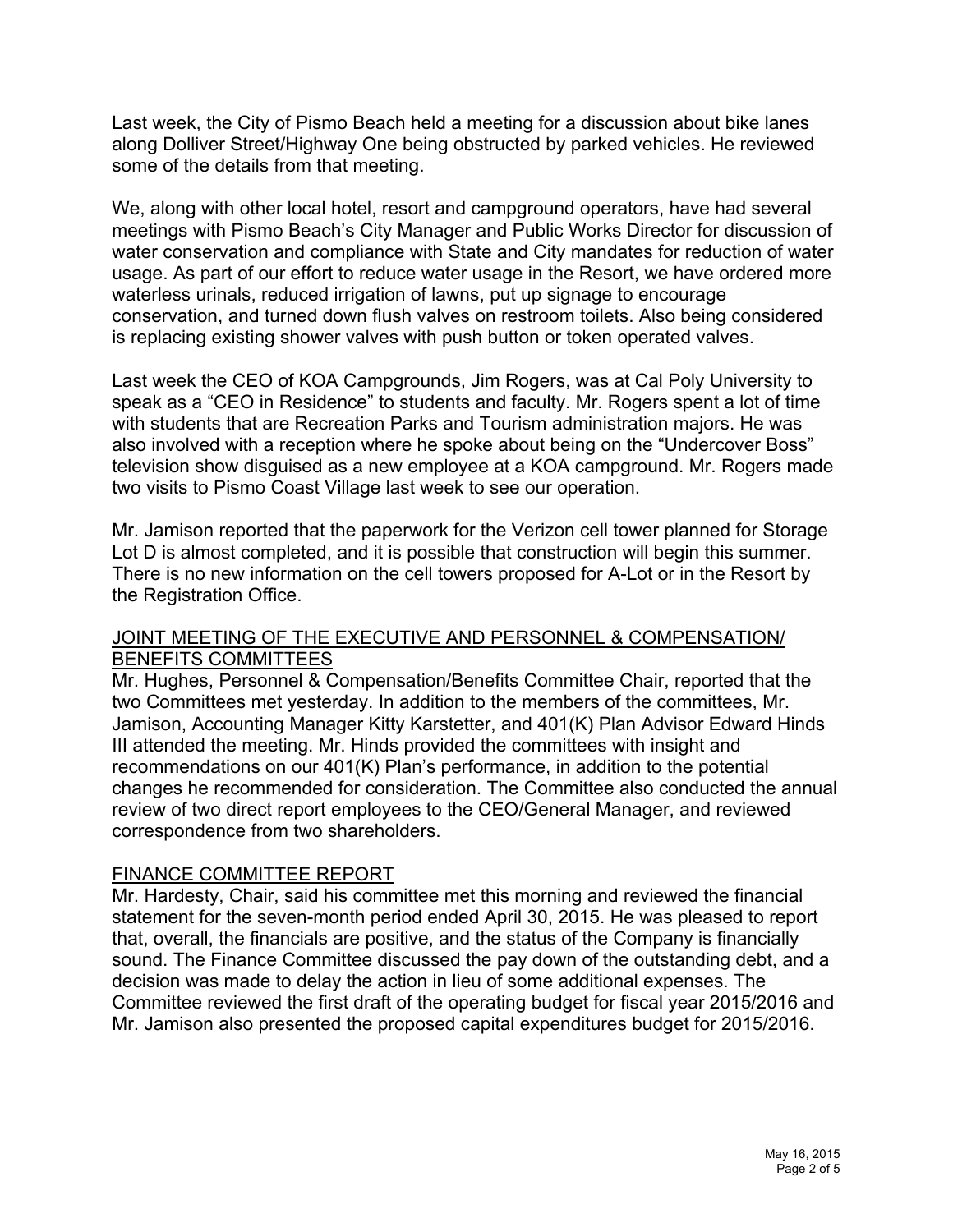Last week, the City of Pismo Beach held a meeting for a discussion about bike lanes along Dolliver Street/Highway One being obstructed by parked vehicles. He reviewed some of the details from that meeting.

We, along with other local hotel, resort and campground operators, have had several meetings with Pismo Beach's City Manager and Public Works Director for discussion of water conservation and compliance with State and City mandates for reduction of water usage. As part of our effort to reduce water usage in the Resort, we have ordered more waterless urinals, reduced irrigation of lawns, put up signage to encourage conservation, and turned down flush valves on restroom toilets. Also being considered is replacing existing shower valves with push button or token operated valves.

Last week the CEO of KOA Campgrounds, Jim Rogers, was at Cal Poly University to speak as a "CEO in Residence" to students and faculty. Mr. Rogers spent a lot of time with students that are Recreation Parks and Tourism administration majors. He was also involved with a reception where he spoke about being on the "Undercover Boss" television show disguised as a new employee at a KOA campground. Mr. Rogers made two visits to Pismo Coast Village last week to see our operation.

Mr. Jamison reported that the paperwork for the Verizon cell tower planned for Storage Lot D is almost completed, and it is possible that construction will begin this summer. There is no new information on the cell towers proposed for A-Lot or in the Resort by the Registration Office.

## JOINT MEETING OF THE EXECUTIVE AND PERSONNEL & COMPENSATION/ BENEFITS COMMITTEES

Mr. Hughes, Personnel & Compensation/Benefits Committee Chair, reported that the two Committees met yesterday. In addition to the members of the committees, Mr. Jamison, Accounting Manager Kitty Karstetter, and 401(K) Plan Advisor Edward Hinds III attended the meeting. Mr. Hinds provided the committees with insight and recommendations on our 401(K) Plan's performance, in addition to the potential changes he recommended for consideration. The Committee also conducted the annual review of two direct report employees to the CEO/General Manager, and reviewed correspondence from two shareholders.

## FINANCE COMMITTEE REPORT

Mr. Hardesty, Chair, said his committee met this morning and reviewed the financial statement for the seven-month period ended April 30, 2015. He was pleased to report that, overall, the financials are positive, and the status of the Company is financially sound. The Finance Committee discussed the pay down of the outstanding debt, and a decision was made to delay the action in lieu of some additional expenses. The Committee reviewed the first draft of the operating budget for fiscal year 2015/2016 and Mr. Jamison also presented the proposed capital expenditures budget for 2015/2016.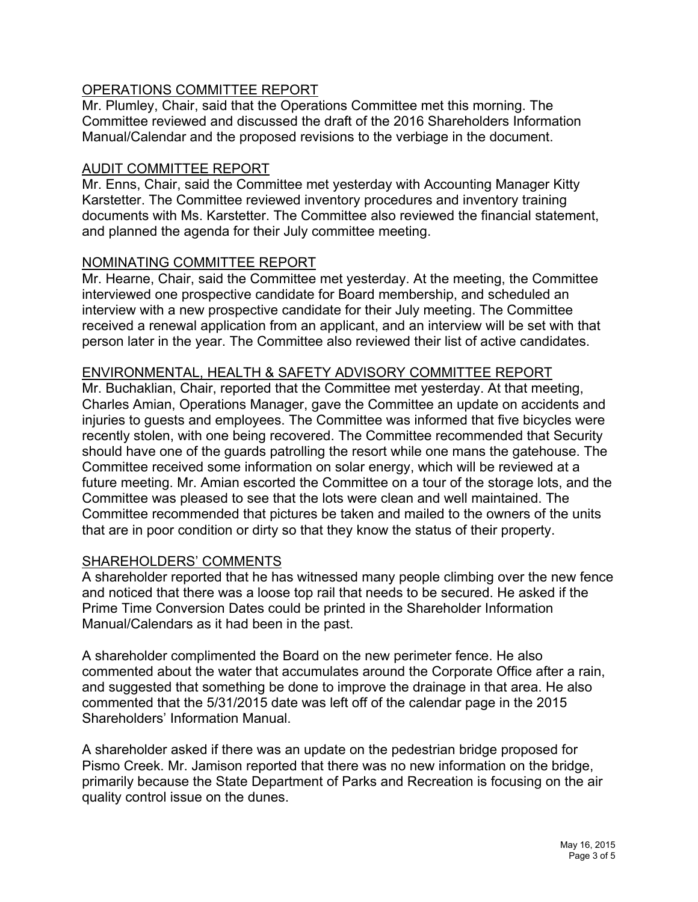## OPERATIONS COMMITTEE REPORT

Mr. Plumley, Chair, said that the Operations Committee met this morning. The Committee reviewed and discussed the draft of the 2016 Shareholders Information Manual/Calendar and the proposed revisions to the verbiage in the document.

## AUDIT COMMITTEE REPORT

Mr. Enns, Chair, said the Committee met yesterday with Accounting Manager Kitty Karstetter. The Committee reviewed inventory procedures and inventory training documents with Ms. Karstetter. The Committee also reviewed the financial statement, and planned the agenda for their July committee meeting.

## NOMINATING COMMITTEE REPORT

Mr. Hearne, Chair, said the Committee met yesterday. At the meeting, the Committee interviewed one prospective candidate for Board membership, and scheduled an interview with a new prospective candidate for their July meeting. The Committee received a renewal application from an applicant, and an interview will be set with that person later in the year. The Committee also reviewed their list of active candidates.

## ENVIRONMENTAL, HEALTH & SAFETY ADVISORY COMMITTEE REPORT

Mr. Buchaklian, Chair, reported that the Committee met yesterday. At that meeting, Charles Amian, Operations Manager, gave the Committee an update on accidents and injuries to guests and employees. The Committee was informed that five bicycles were recently stolen, with one being recovered. The Committee recommended that Security should have one of the guards patrolling the resort while one mans the gatehouse. The Committee received some information on solar energy, which will be reviewed at a future meeting. Mr. Amian escorted the Committee on a tour of the storage lots, and the Committee was pleased to see that the lots were clean and well maintained. The Committee recommended that pictures be taken and mailed to the owners of the units that are in poor condition or dirty so that they know the status of their property.

## SHAREHOLDERS' COMMENTS

A shareholder reported that he has witnessed many people climbing over the new fence and noticed that there was a loose top rail that needs to be secured. He asked if the Prime Time Conversion Dates could be printed in the Shareholder Information Manual/Calendars as it had been in the past.

A shareholder complimented the Board on the new perimeter fence. He also commented about the water that accumulates around the Corporate Office after a rain, and suggested that something be done to improve the drainage in that area. He also commented that the 5/31/2015 date was left off of the calendar page in the 2015 Shareholders' Information Manual.

A shareholder asked if there was an update on the pedestrian bridge proposed for Pismo Creek. Mr. Jamison reported that there was no new information on the bridge, primarily because the State Department of Parks and Recreation is focusing on the air quality control issue on the dunes.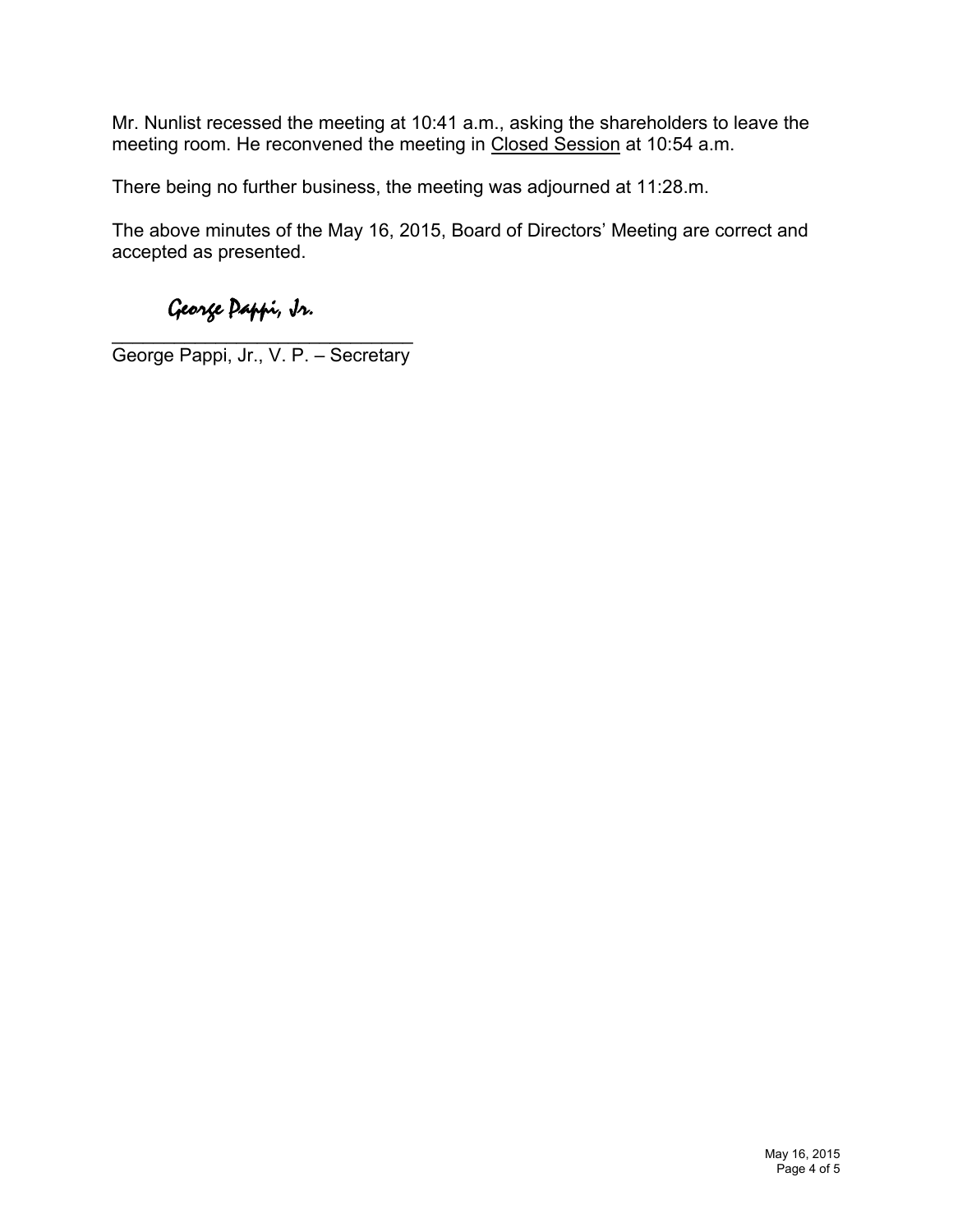Mr. Nunlist recessed the meeting at 10:41 a.m., asking the shareholders to leave the meeting room. He reconvened the meeting in Closed Session at 10:54 a.m.

There being no further business, the meeting was adjourned at 11:28.m.

The above minutes of the May 16, 2015, Board of Directors' Meeting are correct and accepted as presented.

*George Pappi, Jr.*

______________________________

George Pappi, Jr., V. P. – Secretary